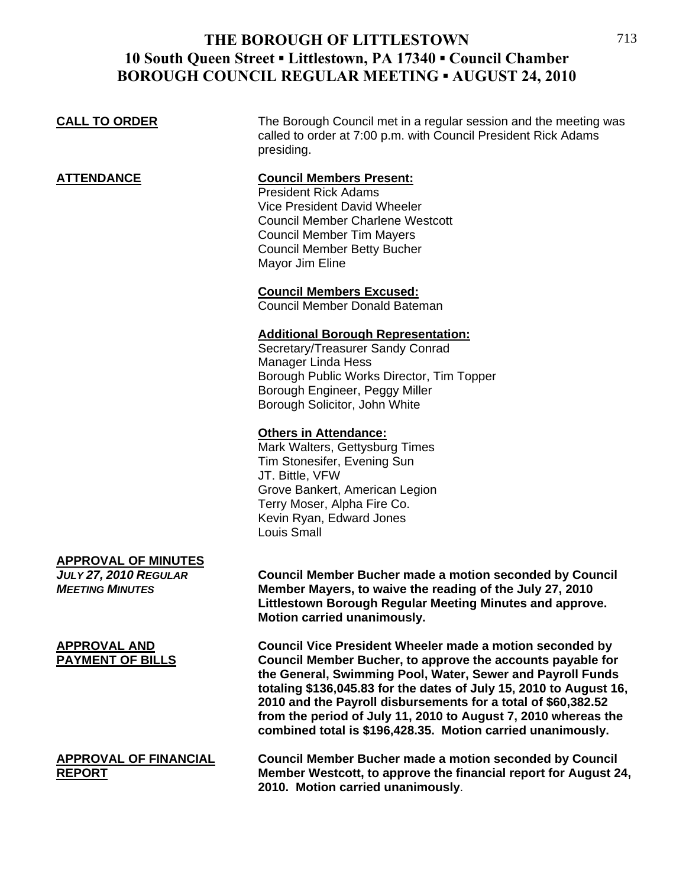# THE BOROUGH OF LITTLESTOWN
## 10 South Queen Street ▪ Littlestown, PA 17340 ▪ Council Chamber
## BOROUGH COUNCIL REGULAR MEETING ▪ AUGUST 24, 2010

**CALL TO ORDER**

The Borough Council met in a regular session and the meeting was called to order at 7:00 p.m. with Council President Rick Adams presiding.

**ATTENDANCE**

**Council Members Present:**
President Rick Adams
Vice President David Wheeler
Council Member Charlene Westcott
Council Member Tim Mayers
Council Member Betty Bucher
Mayor Jim Eline

**Council Members Excused:**
Council Member Donald Bateman

**Additional Borough Representation:**
Secretary/Treasurer Sandy Conrad
Manager Linda Hess
Borough Public Works Director, Tim Topper
Borough Engineer, Peggy Miller
Borough Solicitor, John White

**Others in Attendance:**
Mark Walters, Gettysburg Times
Tim Stonesifer, Evening Sun
JT. Bittle, VFW
Grove Bankert, American Legion
Terry Moser, Alpha Fire Co.
Kevin Ryan, Edward Jones
Louis Small

**APPROVAL OF MINUTES**

***JULY 27, 2010 REGULAR MEETING MINUTES***

**Council Member Bucher made a motion seconded by Council Member Mayers, to waive the reading of the July 27, 2010 Littlestown Borough Regular Meeting Minutes and approve. Motion carried unanimously.**

**APPROVAL AND PAYMENT OF BILLS**

**Council Vice President Wheeler made a motion seconded by Council Member Bucher, to approve the accounts payable for the General, Swimming Pool, Water, Sewer and Payroll Funds totaling $136,045.83 for the dates of July 15, 2010 to August 16, 2010 and the Payroll disbursements for a total of $60,382.52 from the period of July 11, 2010 to August 7, 2010 whereas the combined total is $196,428.35. Motion carried unanimously.**

**APPROVAL OF FINANCIAL REPORT**

**Council Member Bucher made a motion seconded by Council Member Westcott, to approve the financial report for August 24, 2010. Motion carried unanimously**.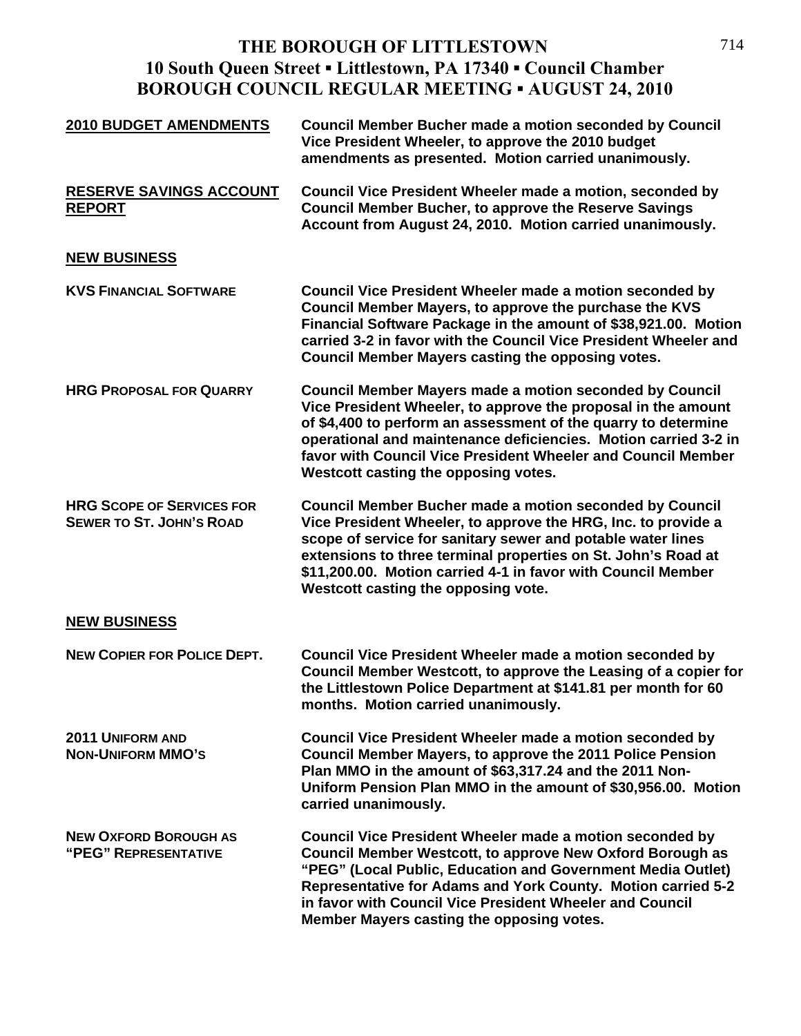# THE BOROUGH OF LITTLESTOWN
## 10 South Queen Street ▪ Littlestown, PA 17340 ▪ Council Chamber
## BOROUGH COUNCIL REGULAR MEETING ▪ AUGUST 24, 2010

**2010 BUDGET AMENDMENTS**

**Council Member Bucher made a motion seconded by Council Vice President Wheeler, to approve the 2010 budget amendments as presented. Motion carried unanimously.**

**RESERVE SAVINGS ACCOUNT REPORT**

**Council Vice President Wheeler made a motion, seconded by Council Member Bucher, to approve the Reserve Savings Account from August 24, 2010. Motion carried unanimously.**

**NEW BUSINESS**

**KVS FINANCIAL SOFTWARE**

**Council Vice President Wheeler made a motion seconded by Council Member Mayers, to approve the purchase the KVS Financial Software Package in the amount of $38,921.00. Motion carried 3-2 in favor with the Council Vice President Wheeler and Council Member Mayers casting the opposing votes.**

**HRG PROPOSAL FOR QUARRY**

**Council Member Mayers made a motion seconded by Council Vice President Wheeler, to approve the proposal in the amount of $4,400 to perform an assessment of the quarry to determine operational and maintenance deficiencies. Motion carried 3-2 in favor with Council Vice President Wheeler and Council Member Westcott casting the opposing votes.**

**HRG SCOPE OF SERVICES FOR SEWER TO ST. JOHN'S ROAD**

**Council Member Bucher made a motion seconded by Council Vice President Wheeler, to approve the HRG, Inc. to provide a scope of service for sanitary sewer and potable water lines extensions to three terminal properties on St. John's Road at $11,200.00. Motion carried 4-1 in favor with Council Member Westcott casting the opposing vote.**

**NEW BUSINESS**

**NEW COPIER FOR POLICE DEPT.**

**Council Vice President Wheeler made a motion seconded by Council Member Westcott, to approve the Leasing of a copier for the Littlestown Police Department at $141.81 per month for 60 months. Motion carried unanimously.**

**2011 UNIFORM AND NON-UNIFORM MMO'S**

**Council Vice President Wheeler made a motion seconded by Council Member Mayers, to approve the 2011 Police Pension Plan MMO in the amount of $63,317.24 and the 2011 Non-Uniform Pension Plan MMO in the amount of $30,956.00. Motion carried unanimously.**

**NEW OXFORD BOROUGH AS "PEG" REPRESENTATIVE**

**Council Vice President Wheeler made a motion seconded by Council Member Westcott, to approve New Oxford Borough as "PEG" (Local Public, Education and Government Media Outlet) Representative for Adams and York County. Motion carried 5-2 in favor with Council Vice President Wheeler and Council Member Mayers casting the opposing votes.**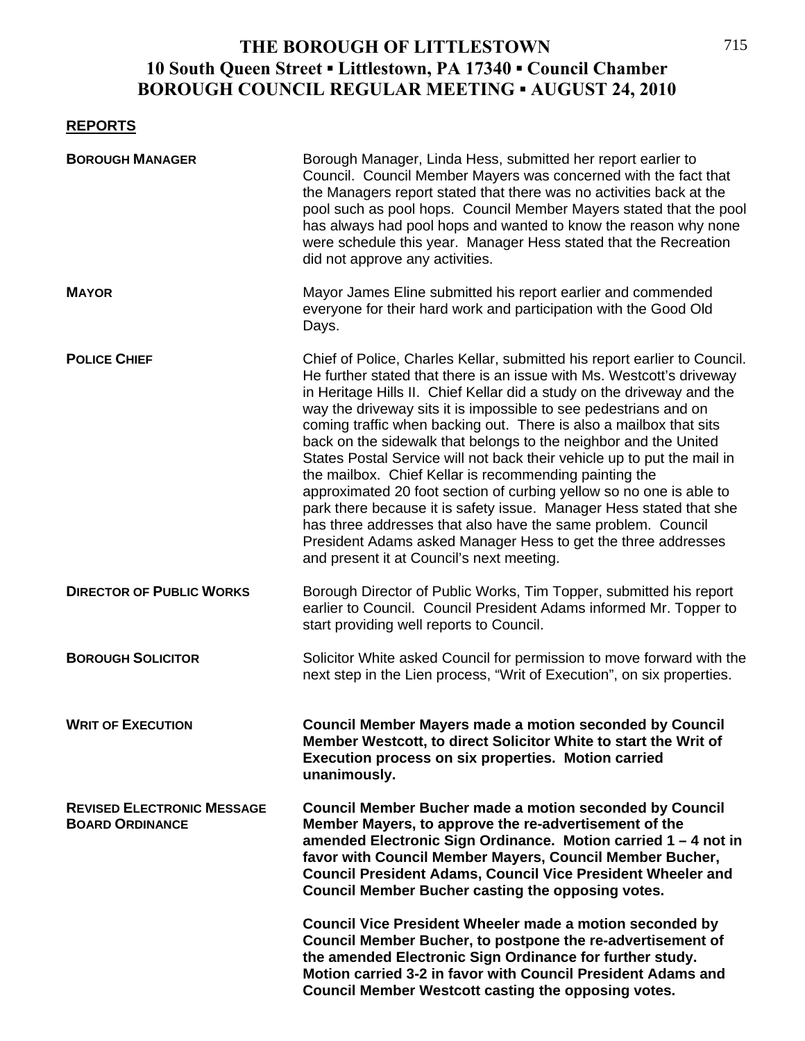# THE BOROUGH OF LITTLESTOWN
## 10 South Queen Street ▪ Littlestown, PA 17340 ▪ Council Chamber
## BOROUGH COUNCIL REGULAR MEETING ▪ AUGUST 24, 2010

**REPORTS**

**BOROUGH MANAGER**

Borough Manager, Linda Hess, submitted her report earlier to Council. Council Member Mayers was concerned with the fact that the Managers report stated that there was no activities back at the pool such as pool hops. Council Member Mayers stated that the pool has always had pool hops and wanted to know the reason why none were schedule this year. Manager Hess stated that the Recreation did not approve any activities.

**MAYOR**

Mayor James Eline submitted his report earlier and commended everyone for their hard work and participation with the Good Old Days.

**POLICE CHIEF**

Chief of Police, Charles Kellar, submitted his report earlier to Council. He further stated that there is an issue with Ms. Westcott's driveway in Heritage Hills II. Chief Kellar did a study on the driveway and the way the driveway sits it is impossible to see pedestrians and on coming traffic when backing out. There is also a mailbox that sits back on the sidewalk that belongs to the neighbor and the United States Postal Service will not back their vehicle up to put the mail in the mailbox. Chief Kellar is recommending painting the approximated 20 foot section of curbing yellow so no one is able to park there because it is safety issue. Manager Hess stated that she has three addresses that also have the same problem. Council President Adams asked Manager Hess to get the three addresses and present it at Council's next meeting.

**DIRECTOR OF PUBLIC WORKS**

Borough Director of Public Works, Tim Topper, submitted his report earlier to Council. Council President Adams informed Mr. Topper to start providing well reports to Council.

**BOROUGH SOLICITOR**

Solicitor White asked Council for permission to move forward with the next step in the Lien process, "Writ of Execution", on six properties.

**WRIT OF EXECUTION**

**Council Member Mayers made a motion seconded by Council Member Westcott, to direct Solicitor White to start the Writ of Execution process on six properties. Motion carried unanimously.**

**REVISED ELECTRONIC MESSAGE BOARD ORDINANCE**

**Council Member Bucher made a motion seconded by Council Member Mayers, to approve the re-advertisement of the amended Electronic Sign Ordinance. Motion carried 1 – 4 not in favor with Council Member Mayers, Council Member Bucher, Council President Adams, Council Vice President Wheeler and Council Member Bucher casting the opposing votes.**

**Council Vice President Wheeler made a motion seconded by Council Member Bucher, to postpone the re-advertisement of the amended Electronic Sign Ordinance for further study. Motion carried 3-2 in favor with Council President Adams and Council Member Westcott casting the opposing votes.**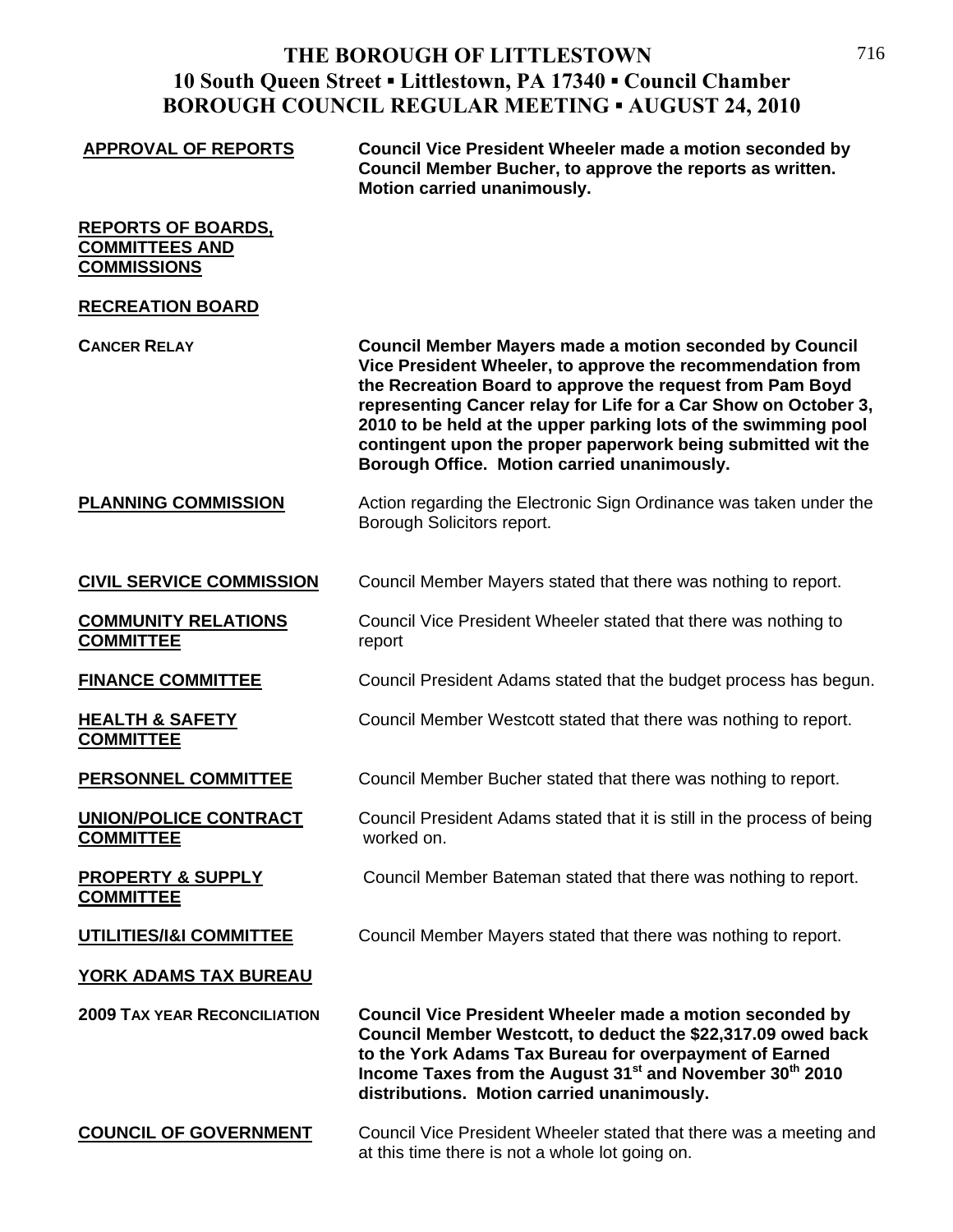# THE BOROUGH OF LITTLESTOWN
## 10 South Queen Street ▪ Littlestown, PA 17340 ▪ Council Chamber
## BOROUGH COUNCIL REGULAR MEETING ▪ AUGUST 24, 2010

**APPROVAL OF REPORTS** — **Council Vice President Wheeler made a motion seconded by Council Member Bucher, to approve the reports as written. Motion carried unanimously.**

**REPORTS OF BOARDS, COMMITTEES AND COMMISSIONS**

**RECREATION BOARD**

**CANCER RELAY** — **Council Member Mayers made a motion seconded by Council Vice President Wheeler, to approve the recommendation from the Recreation Board to approve the request from Pam Boyd representing Cancer relay for Life for a Car Show on October 3, 2010 to be held at the upper parking lots of the swimming pool contingent upon the proper paperwork being submitted wit the Borough Office. Motion carried unanimously.**

**PLANNING COMMISSION** — Action regarding the Electronic Sign Ordinance was taken under the Borough Solicitors report.

**CIVIL SERVICE COMMISSION** — Council Member Mayers stated that there was nothing to report.

**COMMUNITY RELATIONS COMMITTEE** — Council Vice President Wheeler stated that there was nothing to report

**FINANCE COMMITTEE** — Council President Adams stated that the budget process has begun.

**HEALTH & SAFETY COMMITTEE** — Council Member Westcott stated that there was nothing to report.

**PERSONNEL COMMITTEE** — Council Member Bucher stated that there was nothing to report.

**UNION/POLICE CONTRACT COMMITTEE** — Council President Adams stated that it is still in the process of being worked on.

**PROPERTY & SUPPLY COMMITTEE** — Council Member Bateman stated that there was nothing to report.

**UTILITIES/I&I COMMITTEE** — Council Member Mayers stated that there was nothing to report.

**YORK ADAMS TAX BUREAU**

**2009 TAX YEAR RECONCILIATION** — **Council Vice President Wheeler made a motion seconded by Council Member Westcott, to deduct the $22,317.09 owed back to the York Adams Tax Bureau for overpayment of Earned Income Taxes from the August 31st and November 30th 2010 distributions. Motion carried unanimously.**

**COUNCIL OF GOVERNMENT** — Council Vice President Wheeler stated that there was a meeting and at this time there is not a whole lot going on.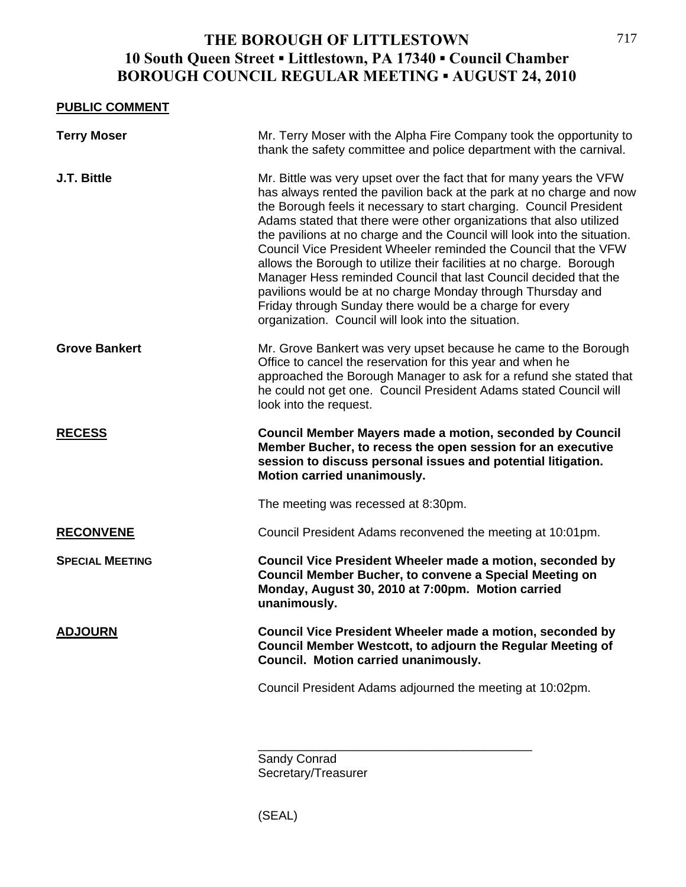# THE BOROUGH OF LITTLESTOWN
## 10 South Queen Street ▪ Littlestown, PA 17340 ▪ Council Chamber
## BOROUGH COUNCIL REGULAR MEETING ▪ AUGUST 24, 2010

**PUBLIC COMMENT**

**Terry Moser** — Mr. Terry Moser with the Alpha Fire Company took the opportunity to thank the safety committee and police department with the carnival.

**J.T. Bittle** — Mr. Bittle was very upset over the fact that for many years the VFW has always rented the pavilion back at the park at no charge and now the Borough feels it necessary to start charging. Council President Adams stated that there were other organizations that also utilized the pavilions at no charge and the Council will look into the situation. Council Vice President Wheeler reminded the Council that the VFW allows the Borough to utilize their facilities at no charge. Borough Manager Hess reminded Council that last Council decided that the pavilions would be at no charge Monday through Thursday and Friday through Sunday there would be a charge for every organization. Council will look into the situation.

**Grove Bankert** — Mr. Grove Bankert was very upset because he came to the Borough Office to cancel the reservation for this year and when he approached the Borough Manager to ask for a refund she stated that he could not get one. Council President Adams stated Council will look into the request.

**RECESS** — **Council Member Mayers made a motion, seconded by Council Member Bucher, to recess the open session for an executive session to discuss personal issues and potential litigation. Motion carried unanimously.**

The meeting was recessed at 8:30pm.

**RECONVENE** — Council President Adams reconvened the meeting at 10:01pm.

**SPECIAL MEETING** — **Council Vice President Wheeler made a motion, seconded by Council Member Bucher, to convene a Special Meeting on Monday, August 30, 2010 at 7:00pm. Motion carried unanimously.**

**ADJOURN** — **Council Vice President Wheeler made a motion, seconded by Council Member Westcott, to adjourn the Regular Meeting of Council. Motion carried unanimously.**

Council President Adams adjourned the meeting at 10:02pm.

\_\_\_\_\_\_\_\_\_\_\_\_\_\_\_\_\_\_\_\_\_\_\_\_\_\_\_\_\_\_\_\_\_\_\_\_\_\_\_\_

Sandy Conrad
Secretary/Treasurer

(SEAL)